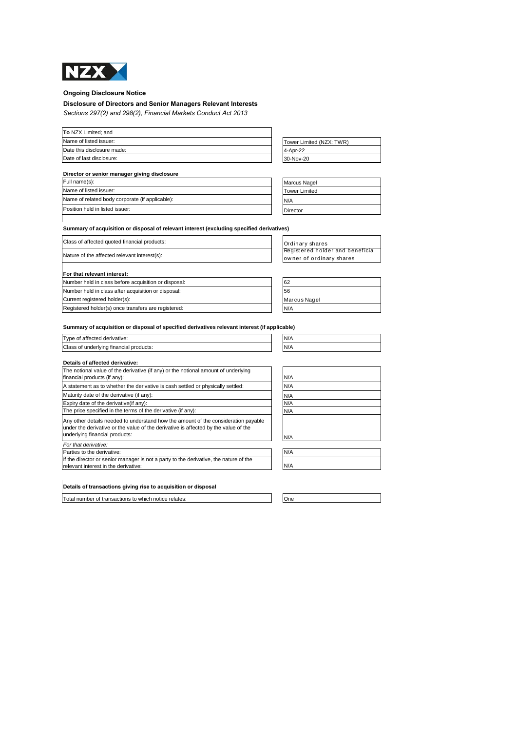NZX

## Ongoing Disclosure Notice

### Disclosure of Directors and Senior Managers Relevant Interests

*Sections 297(2) and 298(2), Financial Markets Conduct Act 2013*

| **To** NZX Limited; and | |
|---|---|
| Name of listed issuer: | Tower Limited (NZX: TWR) |
| Date this disclosure made: | 4-Apr-22 |
| Date of last disclosure: | 30-Nov-20 |

**Director or senior manager giving disclosure**

| | |
|---|---|
| Full name(s): | Marcus Nagel |
| Name of listed issuer: | Tower Limited |
| Name of related body corporate (if applicable): | N/A |
| Position held in listed issuer: | Director |

**Summary of acquisition or disposal of relevant interest (excluding specified derivatives)**

| | |
|---|---|
| Class of affected quoted financial products: | Ordinary shares |
| Nature of the affected relevant interest(s): | Registered holder and beneficial owner of ordinary shares |

**For that relevant interest:**

| | |
|---|---|
| Number held in class before acquisition or disposal: | 62 |
| Number held in class after acquisition or disposal: | 56 |
| Current registered holder(s): | Marcus Nagel |
| Registered holder(s) once transfers are registered: | N/A |

**Summary of acquisition or disposal of specified derivatives relevant interest (if applicable)**

| | |
|---|---|
| Type of affected derivative: | N/A |
| Class of underlying financial products: | N/A |

**Details of affected derivative:**

| | |
|---|---|
| The notional value of the derivative (if any) or the notional amount of underlying financial products (if any): | N/A |
| A statement as to whether the derivative is cash settled or physically settled: | N/A |
| Maturity date of the derivative (if any): | N/A |
| Expiry date of the derivative(if any): | N/A |
| The price specified in the terms of the derivative (if any): | N/A |
| Any other details needed to understand how the amount of the consideration payable under the derivative or the value of the derivative is affected by the value of the underlying financial products: | N/A |
| *For that derivative:* | |
| Parties to the derivative: | N/A |
| If the director or senior manager is not a party to the derivative, the nature of the relevant interest in the derivative: | N/A |

**Details of transactions giving rise to acquisition or disposal**

| | |
|---|---|
| Total number of transactions to which notice relates: | One |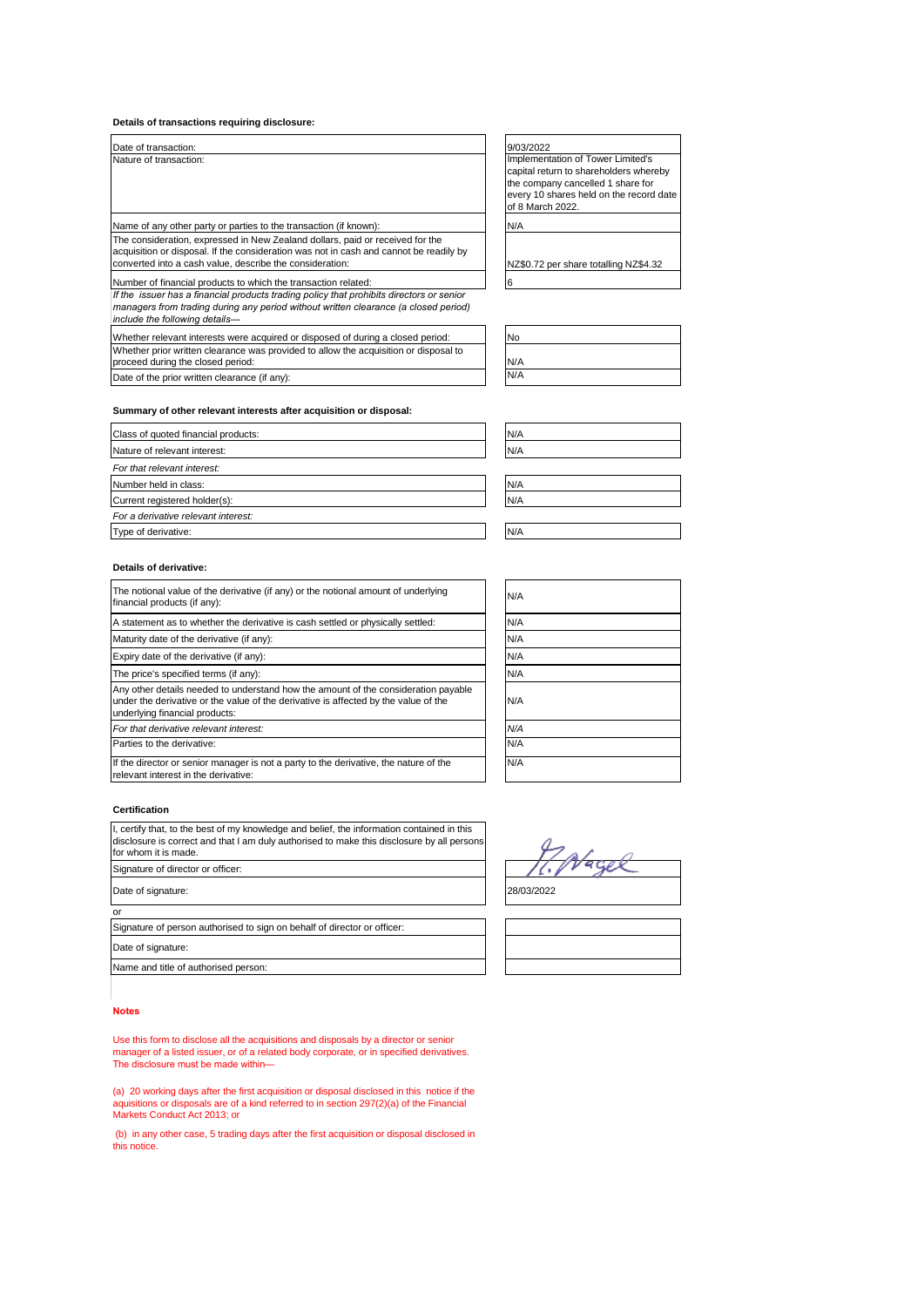**Details of transactions requiring disclosure:**

| | |
|---|---|
| Date of transaction: | 9/03/2022 |
| Nature of transaction: | Implementation of Tower Limited's capital return to shareholders whereby the company cancelled 1 share for every 10 shares held on the record date of 8 March 2022. |
| Name of any other party or parties to the transaction (if known): | N/A |
| The consideration, expressed in New Zealand dollars, paid or received for the acquisition or disposal. If the consideration was not in cash and cannot be readily by converted into a cash value, describe the consideration: | NZ$0.72 per share totalling NZ$4.32 |
| Number of financial products to which the transaction related: | 6 |
| *If the issuer has a financial products trading policy that prohibits directors or senior managers from trading during any period without written clearance (a closed period) include the following details—* | |
| Whether relevant interests were acquired or disposed of during a closed period: | No |
| Whether prior written clearance was provided to allow the acquisition or disposal to proceed during the closed period: | N/A |
| Date of the prior written clearance (if any): | N/A |

**Summary of other relevant interests after acquisition or disposal:**

| | |
|---|---|
| Class of quoted financial products: | N/A |
| Nature of relevant interest: | N/A |
| *For that relevant interest:* | |
| Number held in class: | N/A |
| Current registered holder(s): | N/A |
| *For a derivative relevant interest:* | |
| Type of derivative: | N/A |

**Details of derivative:**

| | |
|---|---|
| The notional value of the derivative (if any) or the notional amount of underlying financial products (if any): | N/A |
| A statement as to whether the derivative is cash settled or physically settled: | N/A |
| Maturity date of the derivative (if any): | N/A |
| Expiry date of the derivative (if any): | N/A |
| The price's specified terms (if any): | N/A |
| Any other details needed to understand how the amount of the consideration payable under the derivative or the value of the derivative is affected by the value of the underlying financial products: | N/A |
| *For that derivative relevant interest:* | *N/A* |
| Parties to the derivative: | N/A |
| If the director or senior manager is not a party to the derivative, the nature of the relevant interest in the derivative: | N/A |

**Certification**

| | |
|---|---|
| I, certify that, to the best of my knowledge and belief, the information contained in this disclosure is correct and that I am duly authorised to make this disclosure by all persons for whom it is made. | |
| Signature of director or officer: | |
| Date of signature: | 28/03/2022 |
| or | |
| Signature of person authorised to sign on behalf of director or officer: | |
| Date of signature: | |
| Name and title of authorised person: | |

**Notes**

Use this form to disclose all the acquisitions and disposals by a director or senior manager of a listed issuer, or of a related body corporate, or in specified derivatives. The disclosure must be made within—

(a) 20 working days after the first acquisition or disposal disclosed in this notice if the aquisitions or disposals are of a kind referred to in section 297(2)(a) of the Financial Markets Conduct Act 2013; or

(b) in any other case, 5 trading days after the first acquisition or disposal disclosed in this notice.